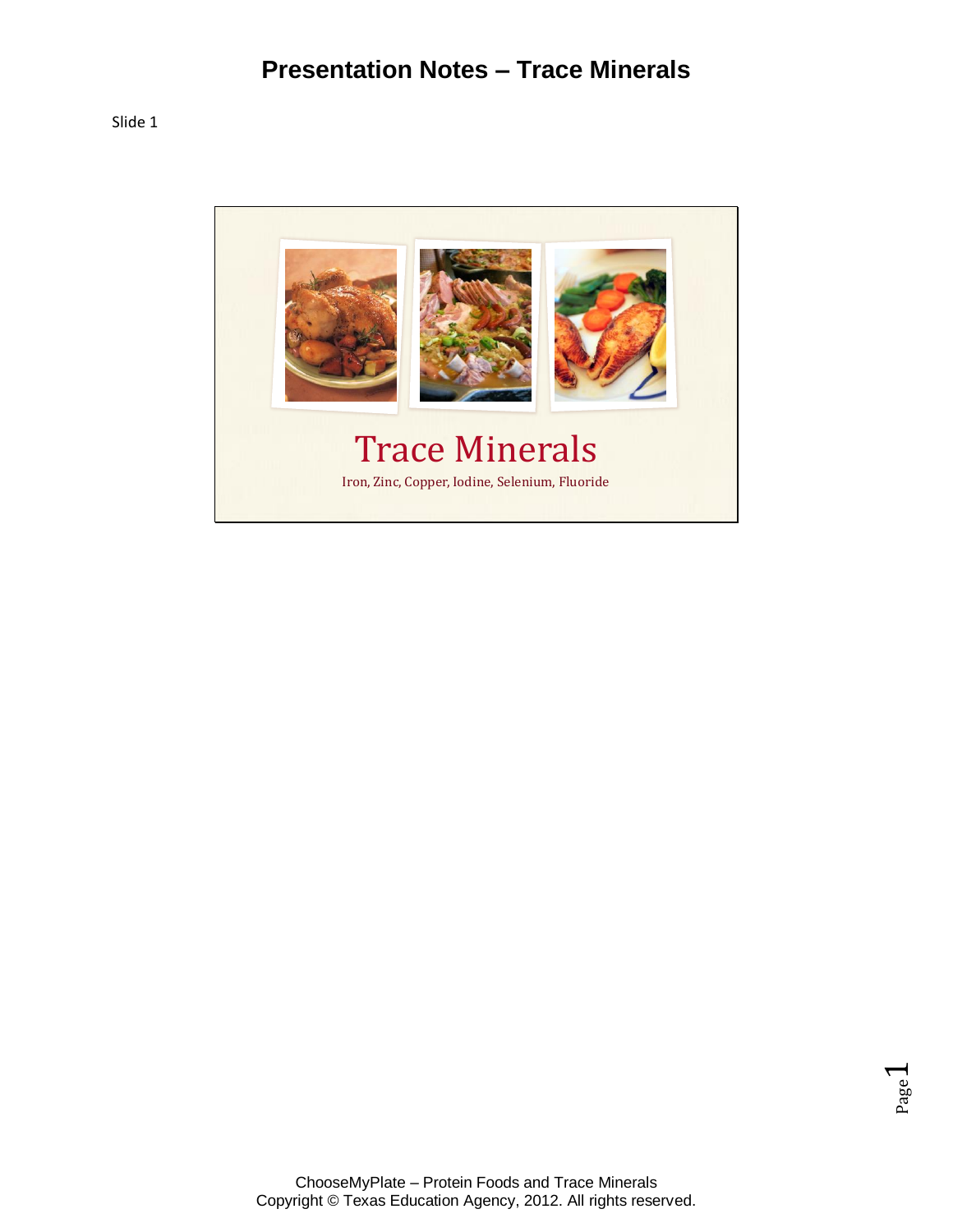# Presentation Notes – Trace Minerals

Slide 1

Trace Minerals

Iron, Zinc, Copper, Iodine, Selenium, Fluoride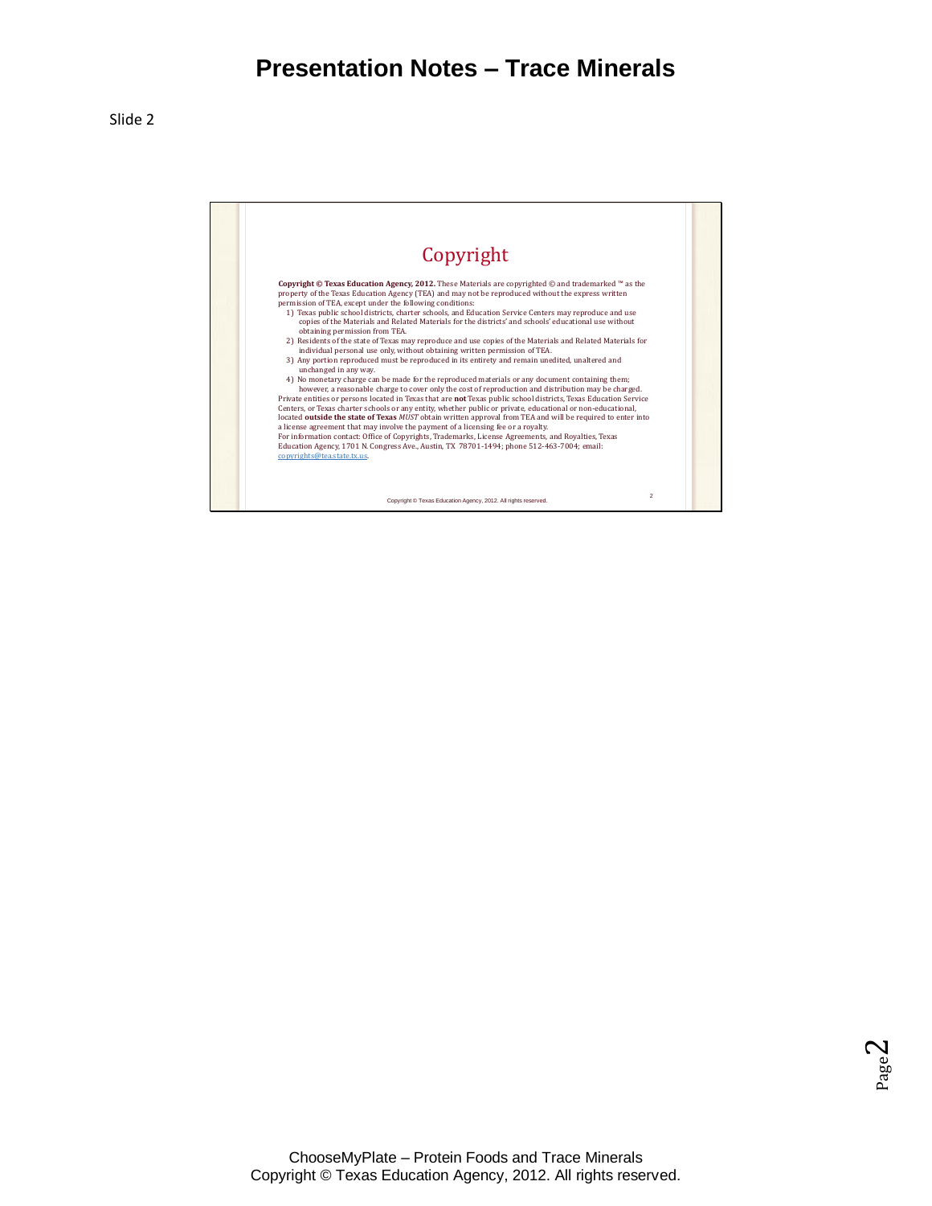Slide 2

# Copyright

**Copyright © Texas Education Agency, 2012.** These Materials are copyrighted © and trademarked ™ as the property of the Texas Education Agency (TEA) and may not be reproduced without the express written permission of TEA, except under the following conditions:

1) Texas public school districts, charter schools, and Education Service Centers may reproduce and use copies of the Materials and Related Materials for the districts' and schools' educational use without obtaining permission from TEA.
2) Residents of the state of Texas may reproduce and use copies of the Materials and Related Materials for individual personal use only, without obtaining written permission of TEA.
3) Any portion reproduced must be reproduced in its entirety and remain unedited, unaltered and unchanged in any way.
4) No monetary charge can be made for the reproduced materials or any document containing them; however, a reasonable charge to cover only the cost of reproduction and distribution may be charged.

Private entities or persons located in Texas that are **not** Texas public school districts, Texas Education Service Centers, or Texas charter schools or any entity, whether public or private, educational or non-educational, located **outside the state of Texas** *MUST* obtain written approval from TEA and will be required to enter into a license agreement that may involve the payment of a licensing fee or a royalty.

For information contact: Office of Copyrights, Trademarks, License Agreements, and Royalties, Texas Education Agency, 1701 N. Congress Ave., Austin, TX 78701-1494; phone 512-463-7004; email: copyrights@tea.state.tx.us.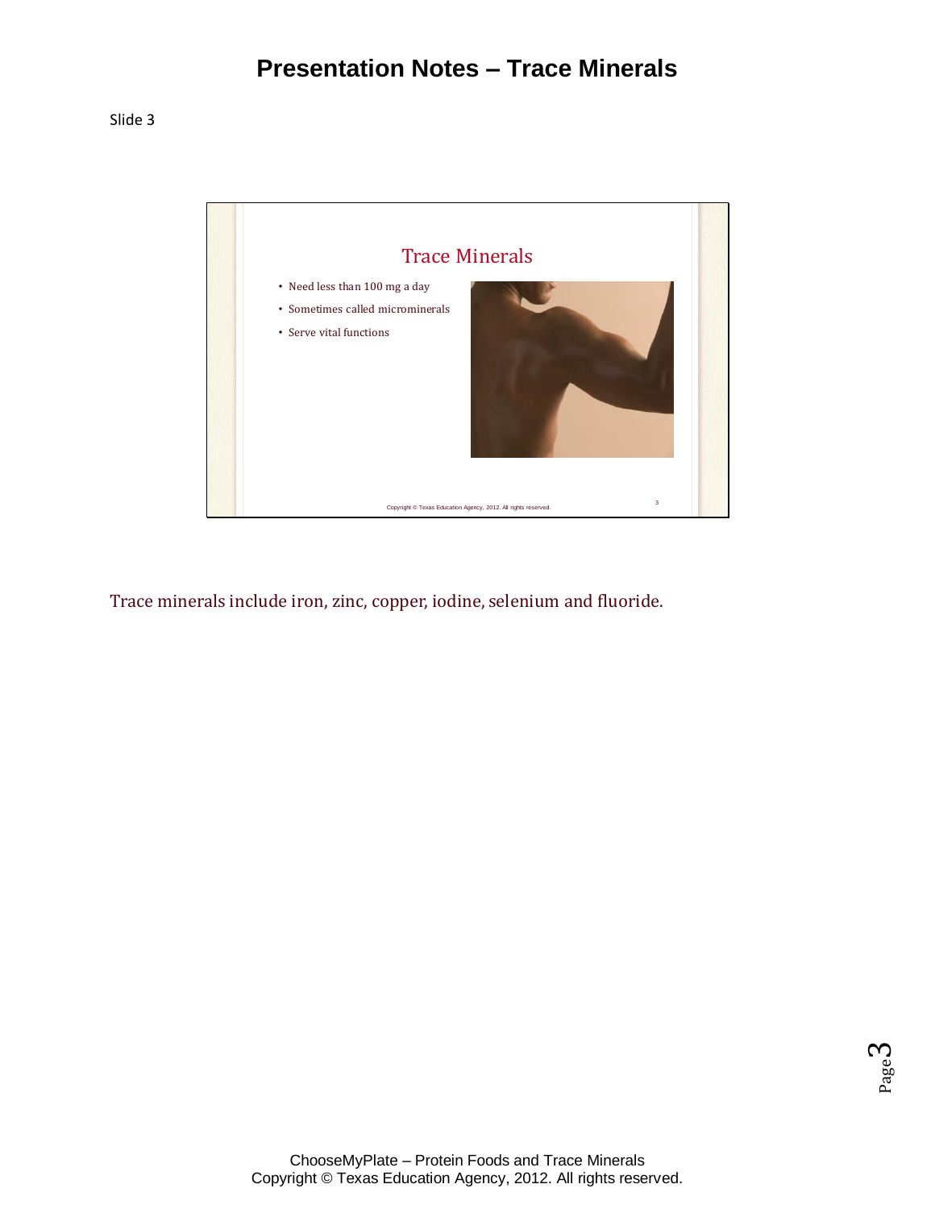# Presentation Notes – Trace Minerals

Slide 3

## Trace Minerals

- Need less than 100 mg a day
- Sometimes called microminerals
- Serve vital functions

Trace minerals include iron, zinc, copper, iodine, selenium and fluoride.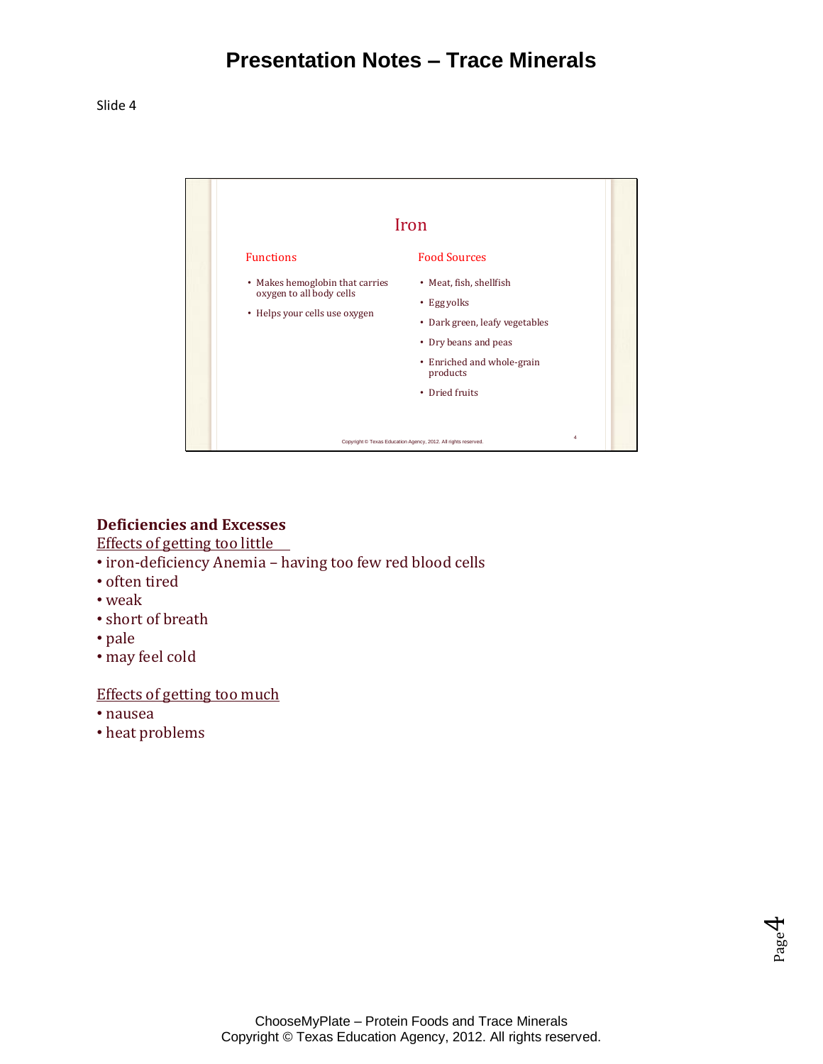# Presentation Notes – Trace Minerals

Slide 4

## Iron

**Functions**

- Makes hemoglobin that carries oxygen to all body cells
- Helps your cells use oxygen

**Food Sources**

- Meat, fish, shellfish
- Egg yolks
- Dark green, leafy vegetables
- Dry beans and peas
- Enriched and whole-grain products
- Dried fruits

Copyright © Texas Education Agency, 2012. All rights reserved.

### Deficiencies and Excesses

Effects of getting too little

- iron-deficiency Anemia – having too few red blood cells
- often tired
- weak
- short of breath
- pale
- may feel cold

Effects of getting too much

- nausea
- heat problems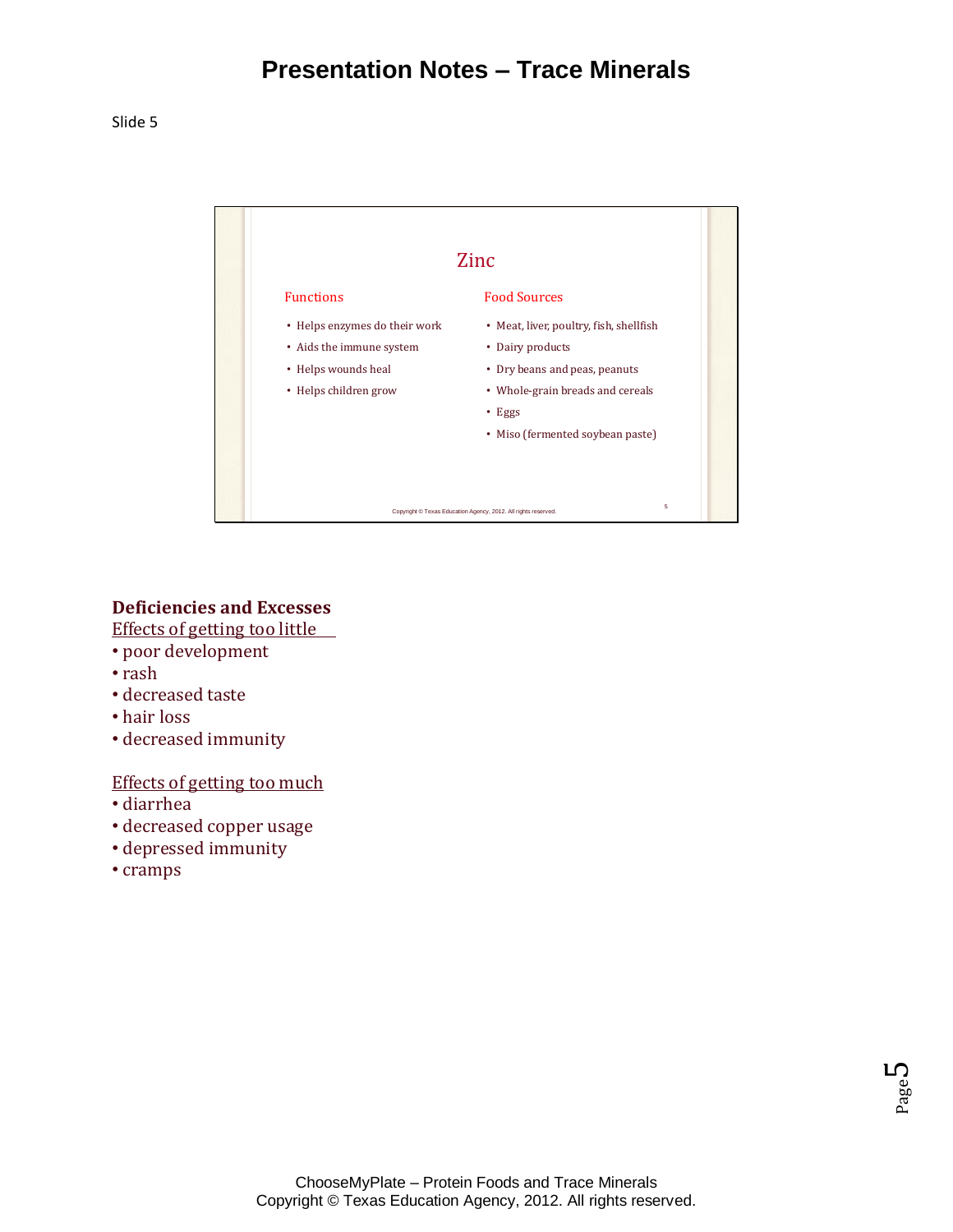# Presentation Notes – Trace Minerals

Slide 5

## Zinc

**Functions**

- Helps enzymes do their work
- Aids the immune system
- Helps wounds heal
- Helps children grow

**Food Sources**

- Meat, liver, poultry, fish, shellfish
- Dairy products
- Dry beans and peas, peanuts
- Whole-grain breads and cereals
- Eggs
- Miso (fermented soybean paste)

Copyright © Texas Education Agency, 2012. All rights reserved.

**Deficiencies and Excesses**

Effects of getting too little

- poor development
- rash
- decreased taste
- hair loss
- decreased immunity

Effects of getting too much

- diarrhea
- decreased copper usage
- depressed immunity
- cramps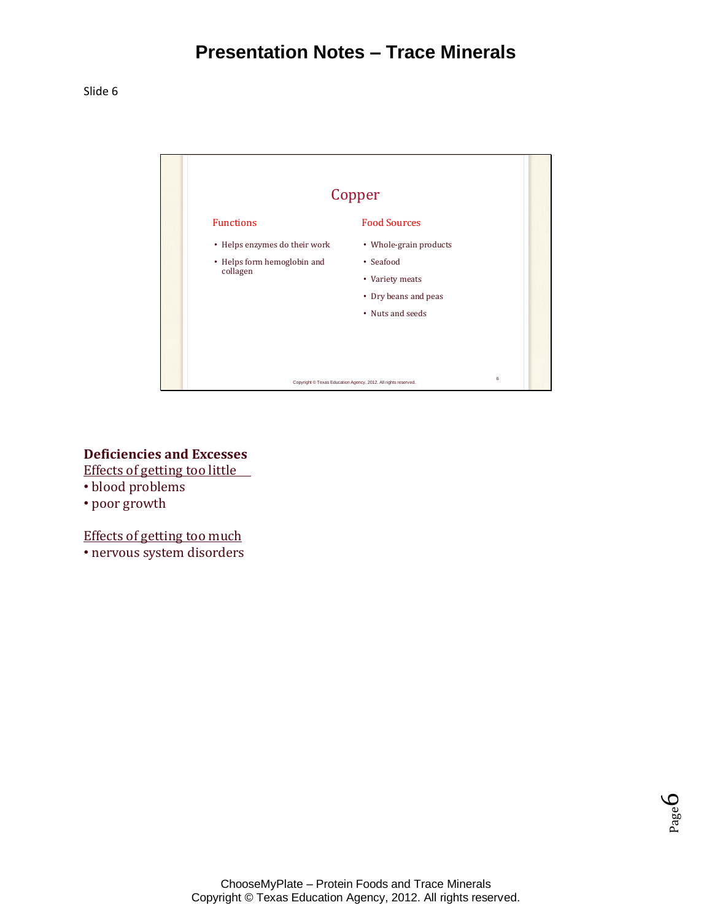# Presentation Notes – Trace Minerals

Slide 6

## Copper

**Functions**

- Helps enzymes do their work
- Helps form hemoglobin and collagen

**Food Sources**

- Whole-grain products
- Seafood
- Variety meats
- Dry beans and peas
- Nuts and seeds

Copyright © Texas Education Agency, 2012. All rights reserved.

**Deficiencies and Excesses**

Effects of getting too little

- blood problems
- poor growth

Effects of getting too much

- nervous system disorders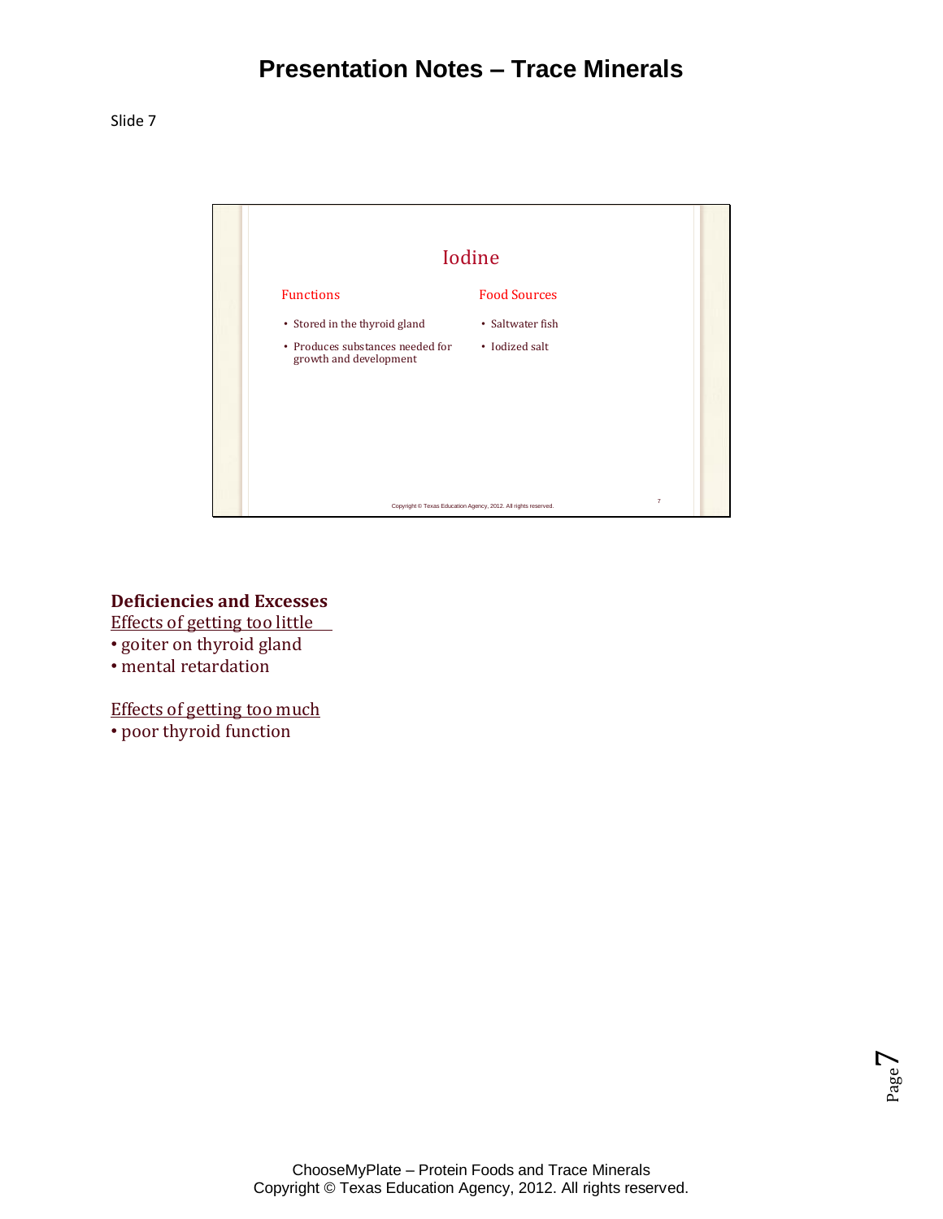# Presentation Notes – Trace Minerals

Slide 7

## Iodine

**Functions**

- Stored in the thyroid gland
- Produces substances needed for growth and development

**Food Sources**

- Saltwater fish
- Iodized salt

Copyright © Texas Education Agency, 2012. All rights reserved.

**Deficiencies and Excesses**

Effects of getting too little

- goiter on thyroid gland
- mental retardation

Effects of getting too much

- poor thyroid function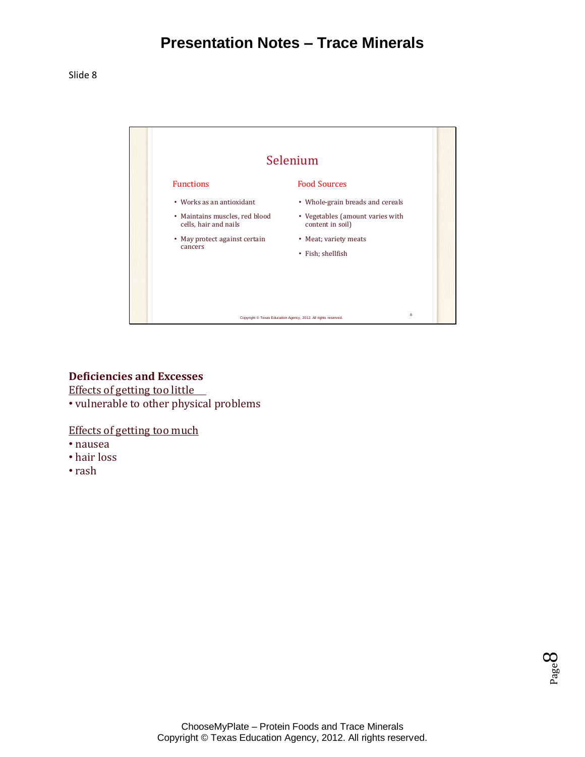# Presentation Notes – Trace Minerals

Slide 8

## Selenium

**Functions**

- Works as an antioxidant
- Maintains muscles, red blood cells, hair and nails
- May protect against certain cancers

**Food Sources**

- Whole-grain breads and cereals
- Vegetables (amount varies with content in soil)
- Meat; variety meats
- Fish; shellfish

Copyright © Texas Education Agency, 2012. All rights reserved.

**Deficiencies and Excesses**

Effects of getting too little

- vulnerable to other physical problems

Effects of getting too much

- nausea
- hair loss
- rash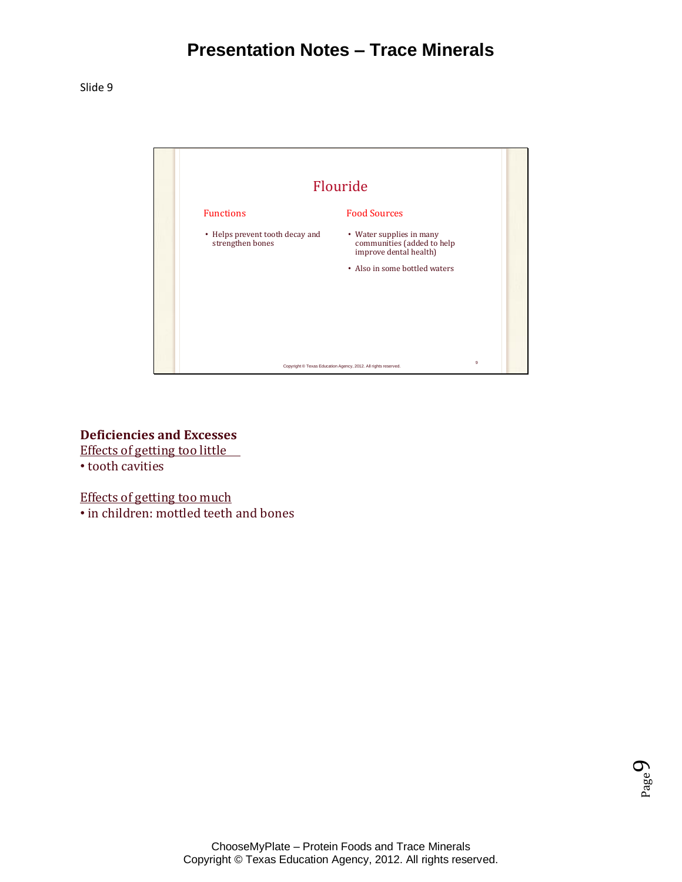# Presentation Notes – Trace Minerals

Slide 9

## Flouride

**Functions**

- Helps prevent tooth decay and strengthen bones

**Food Sources**

- Water supplies in many communities (added to help improve dental health)
- Also in some bottled waters

Copyright © Texas Education Agency, 2012. All rights reserved.

**Deficiencies and Excesses**

Effects of getting too little

• tooth cavities

Effects of getting too much

• in children: mottled teeth and bones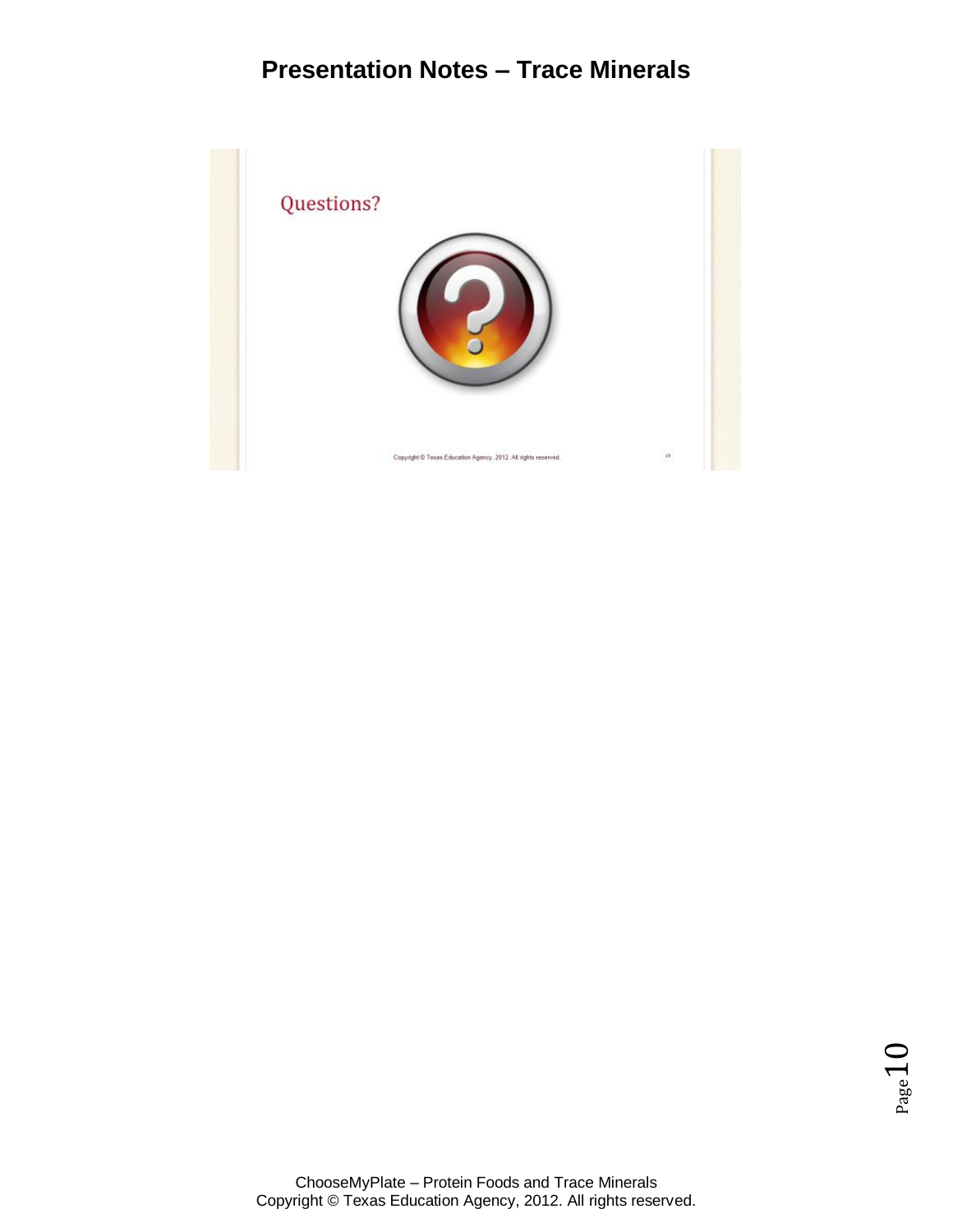# Presentation Notes – Trace Minerals

Questions?

Copyright © Texas Education Agency, 2012. All rights reserved.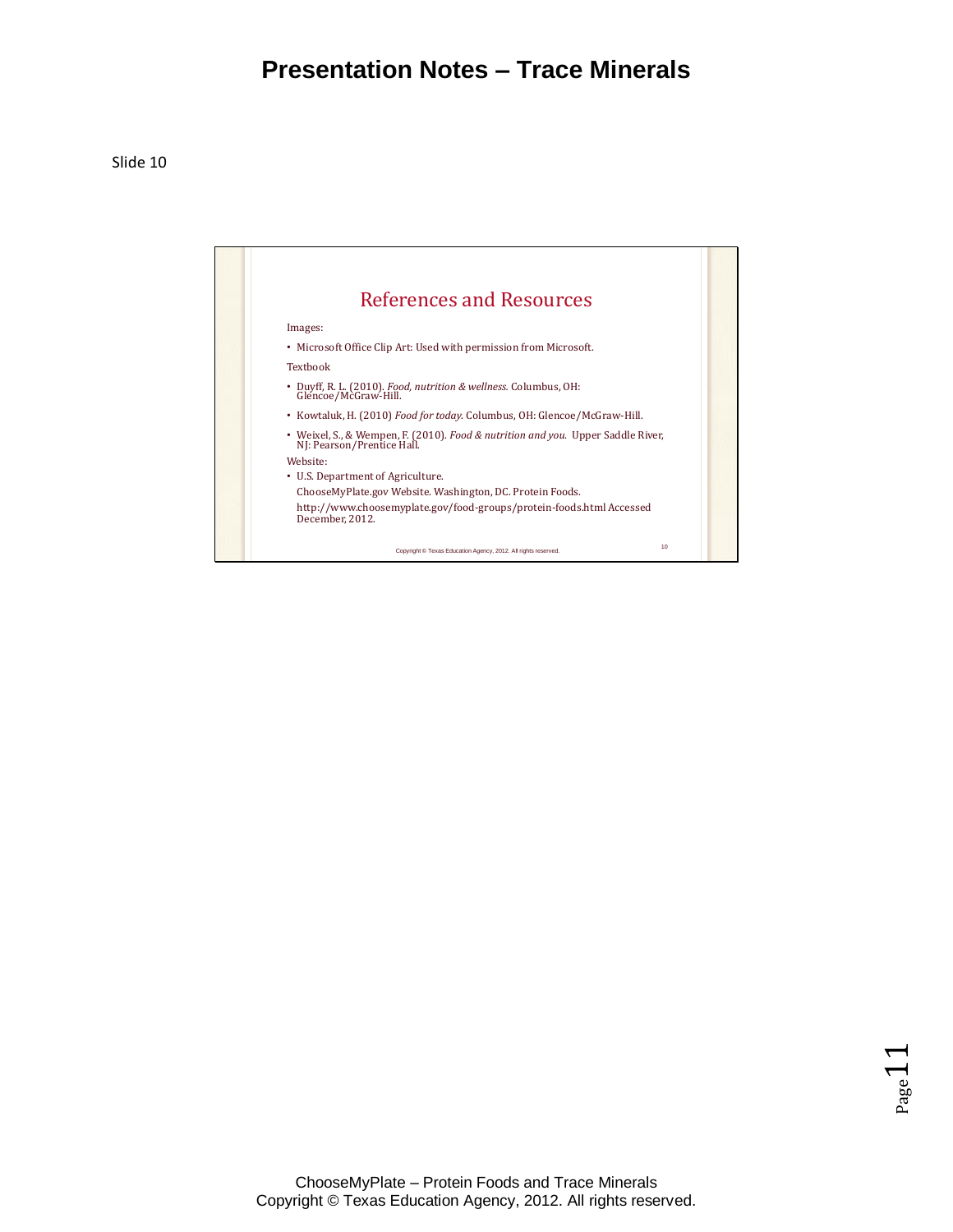# Presentation Notes – Trace Minerals

Slide 10

## References and Resources

Images:

- Microsoft Office Clip Art: Used with permission from Microsoft.

Textbook

- Duyff, R. L. (2010). *Food, nutrition & wellness.* Columbus, OH: Glencoe/McGraw-Hill.
- Kowtaluk, H. (2010) *Food for today.* Columbus, OH: Glencoe/McGraw-Hill.
- Weixel, S., & Wempen, F. (2010). *Food & nutrition and you.* Upper Saddle River, NJ: Pearson/Prentice Hall.

Website:

- U.S. Department of Agriculture.
  ChooseMyPlate.gov Website. Washington, DC. Protein Foods.
  http://www.choosemyplate.gov/food-groups/protein-foods.html Accessed December, 2012.

Copyright © Texas Education Agency, 2012. All rights reserved.